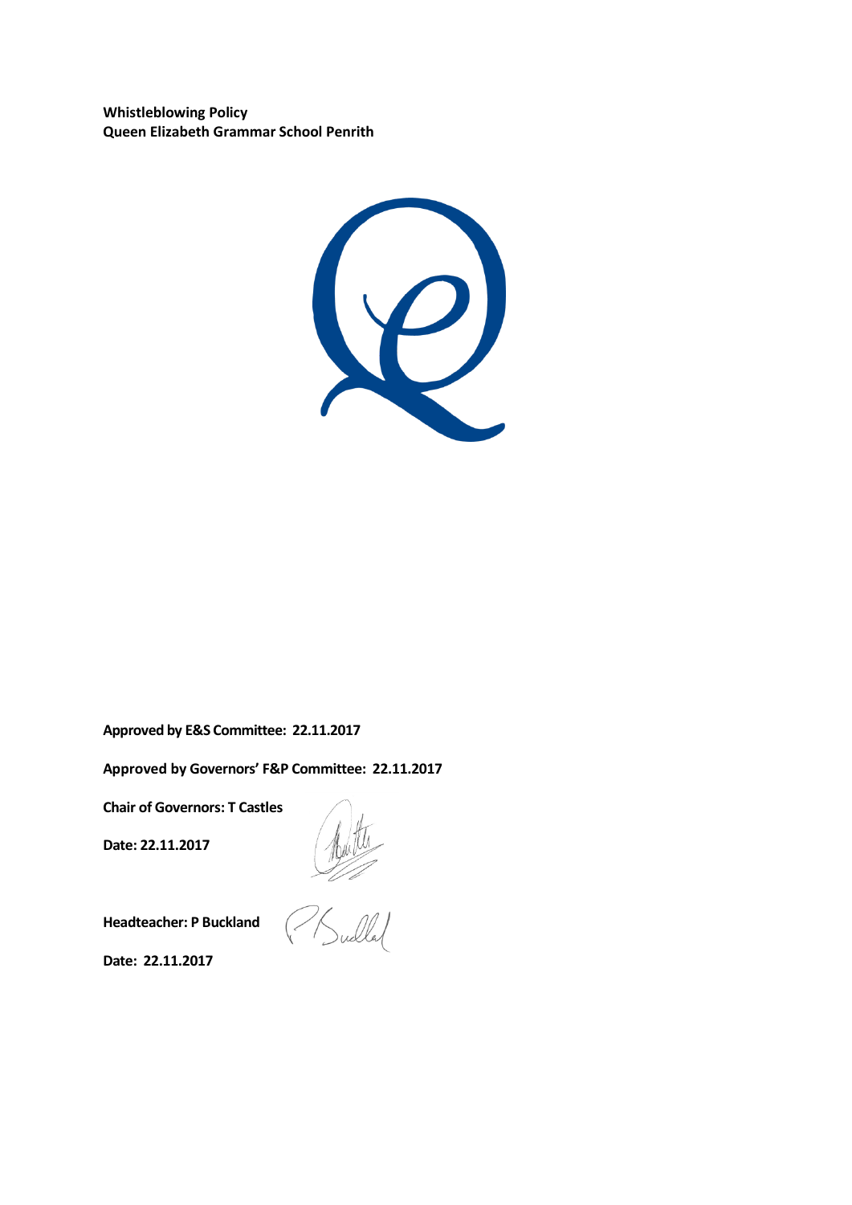**Whistleblowing Policy**
**Queen Elizabeth Grammar School Penrith**

**Approved by E&S Committee: 22.11.2017**

**Approved by Governors' F&P Committee: 22.11.2017**

**Chair of Governors: T Castles**

**Date: 22.11.2017**

**Headteacher: P Buckland**

**Date: 22.11.2017**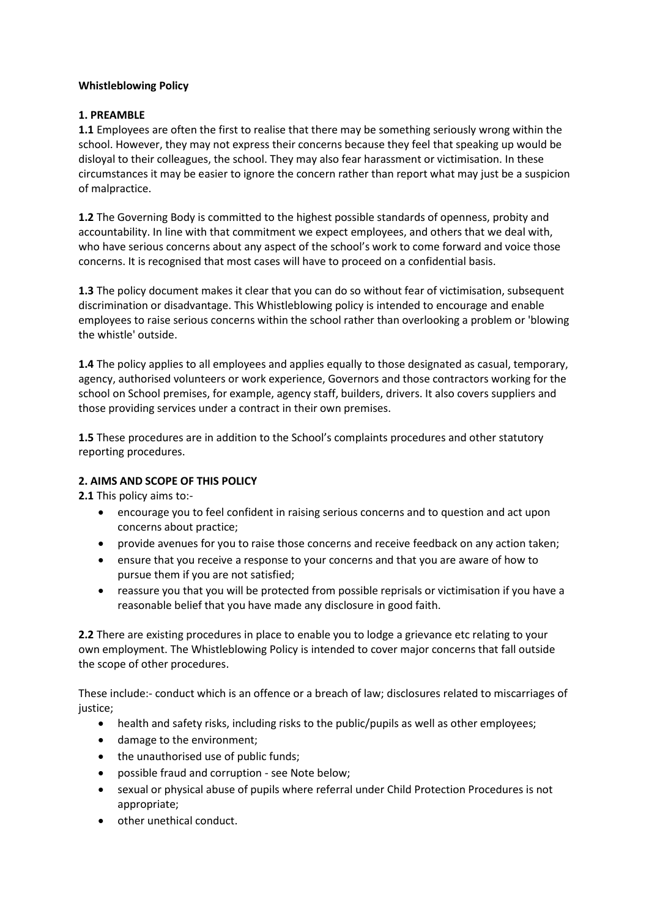**Whistleblowing Policy**

**1. PREAMBLE**

**1.1** Employees are often the first to realise that there may be something seriously wrong within the school. However, they may not express their concerns because they feel that speaking up would be disloyal to their colleagues, the school. They may also fear harassment or victimisation. In these circumstances it may be easier to ignore the concern rather than report what may just be a suspicion of malpractice.

**1.2** The Governing Body is committed to the highest possible standards of openness, probity and accountability. In line with that commitment we expect employees, and others that we deal with, who have serious concerns about any aspect of the school's work to come forward and voice those concerns. It is recognised that most cases will have to proceed on a confidential basis.

**1.3** The policy document makes it clear that you can do so without fear of victimisation, subsequent discrimination or disadvantage. This Whistleblowing policy is intended to encourage and enable employees to raise serious concerns within the school rather than overlooking a problem or 'blowing the whistle' outside.

**1.4** The policy applies to all employees and applies equally to those designated as casual, temporary, agency, authorised volunteers or work experience, Governors and those contractors working for the school on School premises, for example, agency staff, builders, drivers. It also covers suppliers and those providing services under a contract in their own premises.

**1.5** These procedures are in addition to the School's complaints procedures and other statutory reporting procedures.

**2. AIMS AND SCOPE OF THIS POLICY**

**2.1** This policy aims to:-

- encourage you to feel confident in raising serious concerns and to question and act upon concerns about practice;
- provide avenues for you to raise those concerns and receive feedback on any action taken;
- ensure that you receive a response to your concerns and that you are aware of how to pursue them if you are not satisfied;
- reassure you that you will be protected from possible reprisals or victimisation if you have a reasonable belief that you have made any disclosure in good faith.

**2.2** There are existing procedures in place to enable you to lodge a grievance etc relating to your own employment. The Whistleblowing Policy is intended to cover major concerns that fall outside the scope of other procedures.

These include:- conduct which is an offence or a breach of law; disclosures related to miscarriages of justice;

- health and safety risks, including risks to the public/pupils as well as other employees;
- damage to the environment;
- the unauthorised use of public funds;
- possible fraud and corruption - see Note below;
- sexual or physical abuse of pupils where referral under Child Protection Procedures is not appropriate;
- other unethical conduct.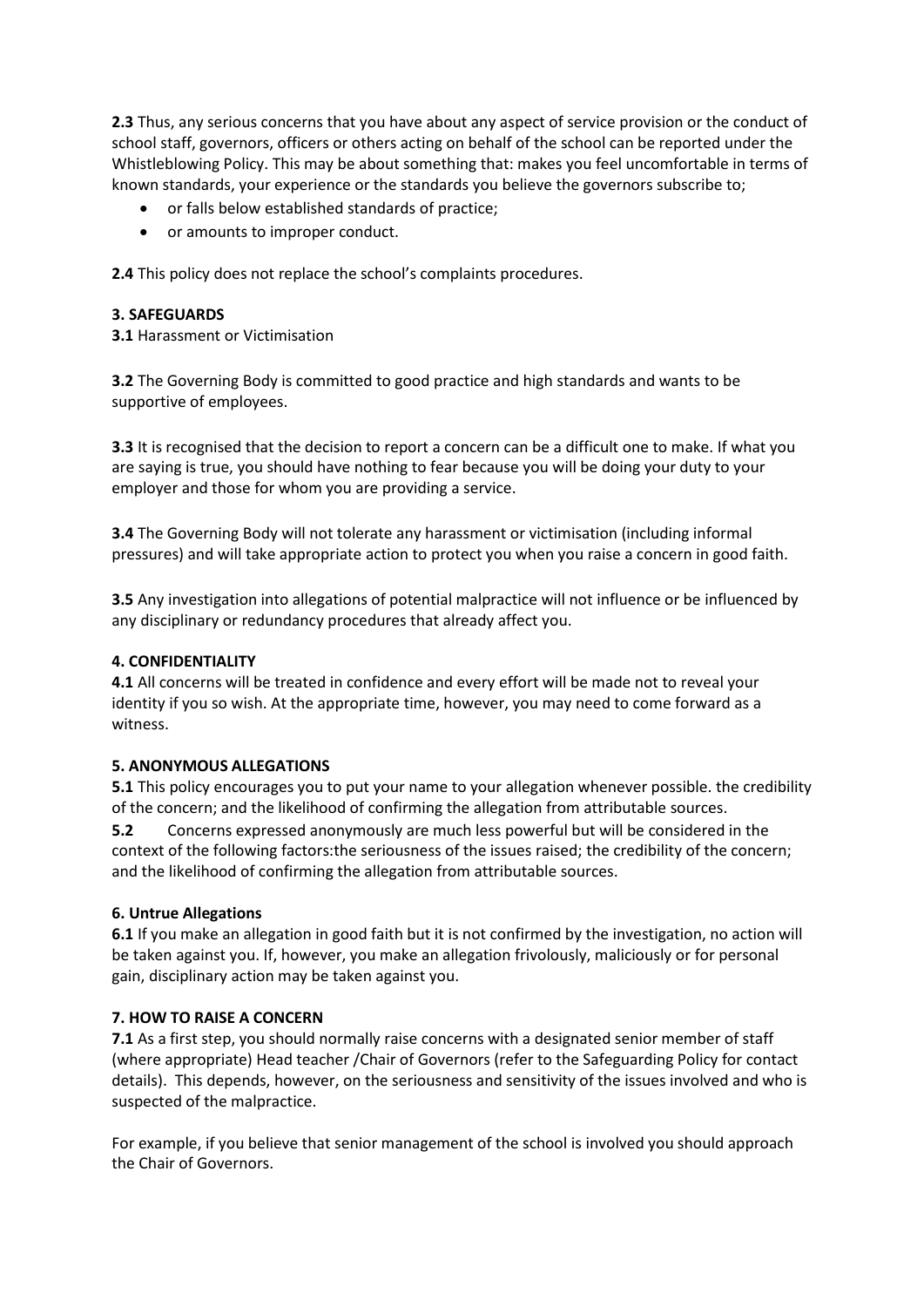**2.3** Thus, any serious concerns that you have about any aspect of service provision or the conduct of school staff, governors, officers or others acting on behalf of the school can be reported under the Whistleblowing Policy. This may be about something that: makes you feel uncomfortable in terms of known standards, your experience or the standards you believe the governors subscribe to;

- or falls below established standards of practice;
- or amounts to improper conduct.

**2.4** This policy does not replace the school's complaints procedures.

**3. SAFEGUARDS**

**3.1** Harassment or Victimisation

**3.2** The Governing Body is committed to good practice and high standards and wants to be supportive of employees.

**3.3** It is recognised that the decision to report a concern can be a difficult one to make. If what you are saying is true, you should have nothing to fear because you will be doing your duty to your employer and those for whom you are providing a service.

**3.4** The Governing Body will not tolerate any harassment or victimisation (including informal pressures) and will take appropriate action to protect you when you raise a concern in good faith.

**3.5** Any investigation into allegations of potential malpractice will not influence or be influenced by any disciplinary or redundancy procedures that already affect you.

**4. CONFIDENTIALITY**

**4.1** All concerns will be treated in confidence and every effort will be made not to reveal your identity if you so wish. At the appropriate time, however, you may need to come forward as a witness.

**5. ANONYMOUS ALLEGATIONS**

**5.1** This policy encourages you to put your name to your allegation whenever possible. the credibility of the concern; and the likelihood of confirming the allegation from attributable sources.

**5.2** Concerns expressed anonymously are much less powerful but will be considered in the context of the following factors:the seriousness of the issues raised; the credibility of the concern; and the likelihood of confirming the allegation from attributable sources.

**6. Untrue Allegations**

**6.1** If you make an allegation in good faith but it is not confirmed by the investigation, no action will be taken against you. If, however, you make an allegation frivolously, maliciously or for personal gain, disciplinary action may be taken against you.

**7. HOW TO RAISE A CONCERN**

**7.1** As a first step, you should normally raise concerns with a designated senior member of staff (where appropriate) Head teacher /Chair of Governors (refer to the Safeguarding Policy for contact details). This depends, however, on the seriousness and sensitivity of the issues involved and who is suspected of the malpractice.

For example, if you believe that senior management of the school is involved you should approach the Chair of Governors.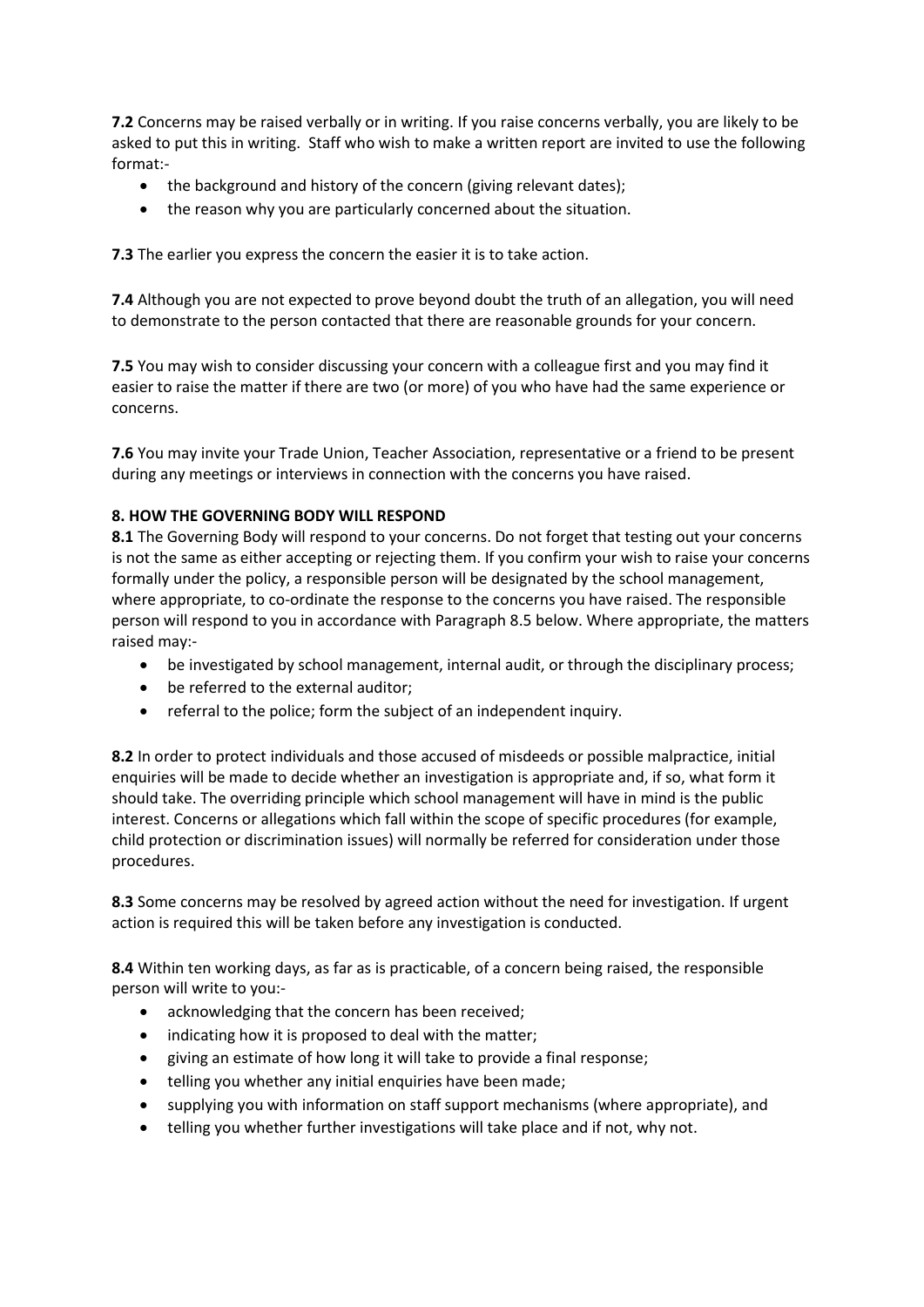**7.2** Concerns may be raised verbally or in writing. If you raise concerns verbally, you are likely to be asked to put this in writing. Staff who wish to make a written report are invited to use the following format:-

- the background and history of the concern (giving relevant dates);
- the reason why you are particularly concerned about the situation.

**7.3** The earlier you express the concern the easier it is to take action.

**7.4** Although you are not expected to prove beyond doubt the truth of an allegation, you will need to demonstrate to the person contacted that there are reasonable grounds for your concern.

**7.5** You may wish to consider discussing your concern with a colleague first and you may find it easier to raise the matter if there are two (or more) of you who have had the same experience or concerns.

**7.6** You may invite your Trade Union, Teacher Association, representative or a friend to be present during any meetings or interviews in connection with the concerns you have raised.

**8. HOW THE GOVERNING BODY WILL RESPOND**

**8.1** The Governing Body will respond to your concerns. Do not forget that testing out your concerns is not the same as either accepting or rejecting them. If you confirm your wish to raise your concerns formally under the policy, a responsible person will be designated by the school management, where appropriate, to co-ordinate the response to the concerns you have raised. The responsible person will respond to you in accordance with Paragraph 8.5 below. Where appropriate, the matters raised may:-

- be investigated by school management, internal audit, or through the disciplinary process;
- be referred to the external auditor;
- referral to the police; form the subject of an independent inquiry.

**8.2** In order to protect individuals and those accused of misdeeds or possible malpractice, initial enquiries will be made to decide whether an investigation is appropriate and, if so, what form it should take. The overriding principle which school management will have in mind is the public interest. Concerns or allegations which fall within the scope of specific procedures (for example, child protection or discrimination issues) will normally be referred for consideration under those procedures.

**8.3** Some concerns may be resolved by agreed action without the need for investigation. If urgent action is required this will be taken before any investigation is conducted.

**8.4** Within ten working days, as far as is practicable, of a concern being raised, the responsible person will write to you:-

- acknowledging that the concern has been received;
- indicating how it is proposed to deal with the matter;
- giving an estimate of how long it will take to provide a final response;
- telling you whether any initial enquiries have been made;
- supplying you with information on staff support mechanisms (where appropriate), and
- telling you whether further investigations will take place and if not, why not.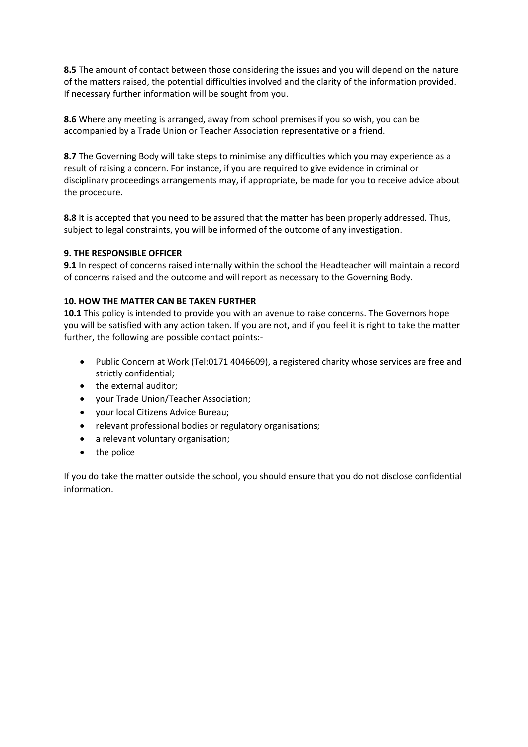**8.5** The amount of contact between those considering the issues and you will depend on the nature of the matters raised, the potential difficulties involved and the clarity of the information provided. If necessary further information will be sought from you.

**8.6** Where any meeting is arranged, away from school premises if you so wish, you can be accompanied by a Trade Union or Teacher Association representative or a friend.

**8.7** The Governing Body will take steps to minimise any difficulties which you may experience as a result of raising a concern. For instance, if you are required to give evidence in criminal or disciplinary proceedings arrangements may, if appropriate, be made for you to receive advice about the procedure.

**8.8** It is accepted that you need to be assured that the matter has been properly addressed. Thus, subject to legal constraints, you will be informed of the outcome of any investigation.

**9. THE RESPONSIBLE OFFICER**

**9.1** In respect of concerns raised internally within the school the Headteacher will maintain a record of concerns raised and the outcome and will report as necessary to the Governing Body.

**10. HOW THE MATTER CAN BE TAKEN FURTHER**

**10.1** This policy is intended to provide you with an avenue to raise concerns. The Governors hope you will be satisfied with any action taken. If you are not, and if you feel it is right to take the matter further, the following are possible contact points:-

- Public Concern at Work (Tel:0171 4046609), a registered charity whose services are free and strictly confidential;
- the external auditor;
- your Trade Union/Teacher Association;
- your local Citizens Advice Bureau;
- relevant professional bodies or regulatory organisations;
- a relevant voluntary organisation;
- the police

If you do take the matter outside the school, you should ensure that you do not disclose confidential information.